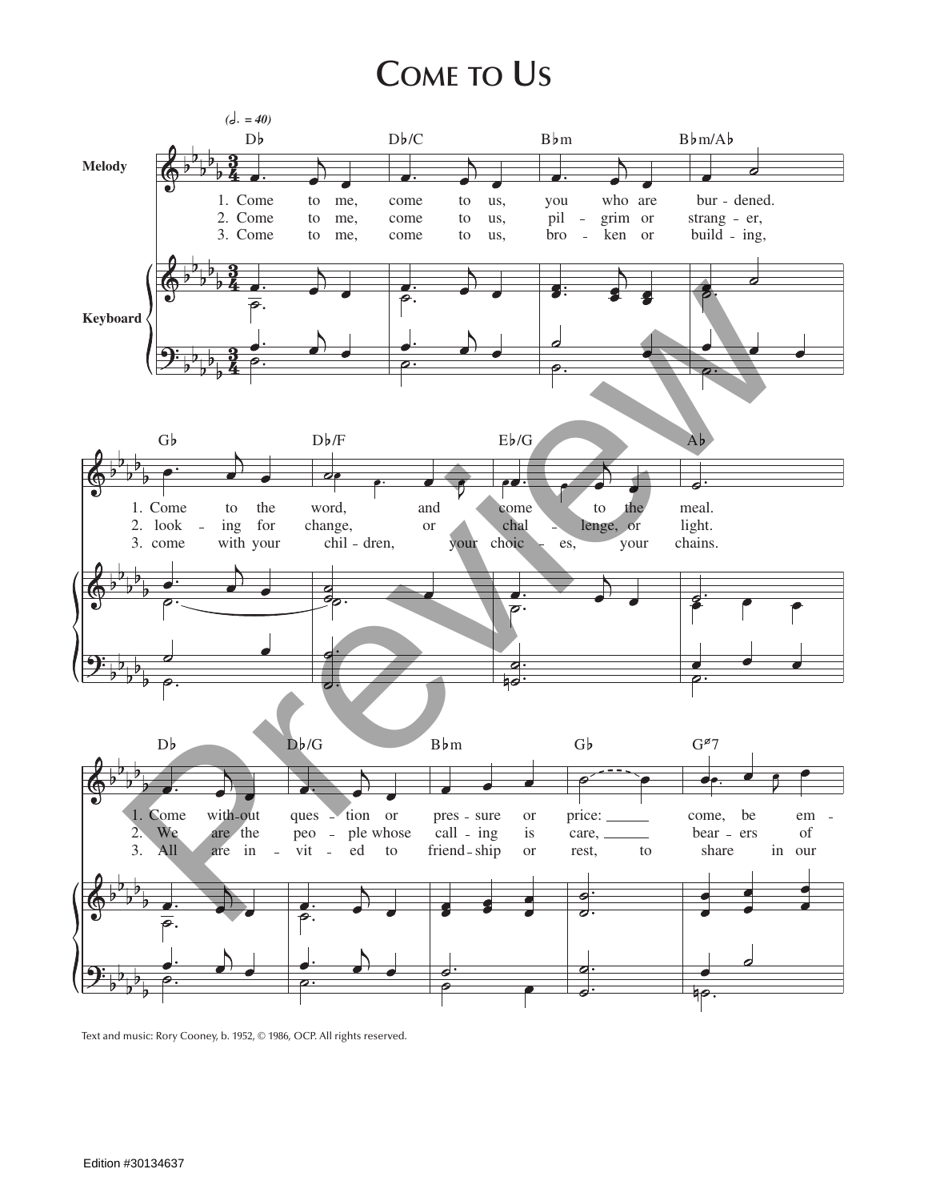# Come to Us

(𝅗𝅥. = 40)

**Melody**

D♭ | D♭/C | B♭m | B♭m/A♭

1. Come to me, come to us, you who are bur - dened.
2. Come to me, come to us, pil - grim or strang - er,
3. Come to me, come to us, bro - ken or build - ing,

**Keyboard**

G♭ | D♭/F | E♭/G | A♭

1. Come to the word, and come to the meal.
2. look - ing for change, or chal - lenge, or light.
3. come with your chil - dren, your choic - es, your chains.

D♭ | D♭/G | B♭m | G♭ | G∅7

1. Come with-out ques - tion or pres - sure or price: ___ come, be em -
2. We are the peo - ple whose call - ing is care, ___ bear - ers of
3. All are in - vit - ed to friend - ship or rest, to share in our

Text and music: Rory Cooney, b. 1952, © 1986, OCP. All rights reserved.

Edition #30134637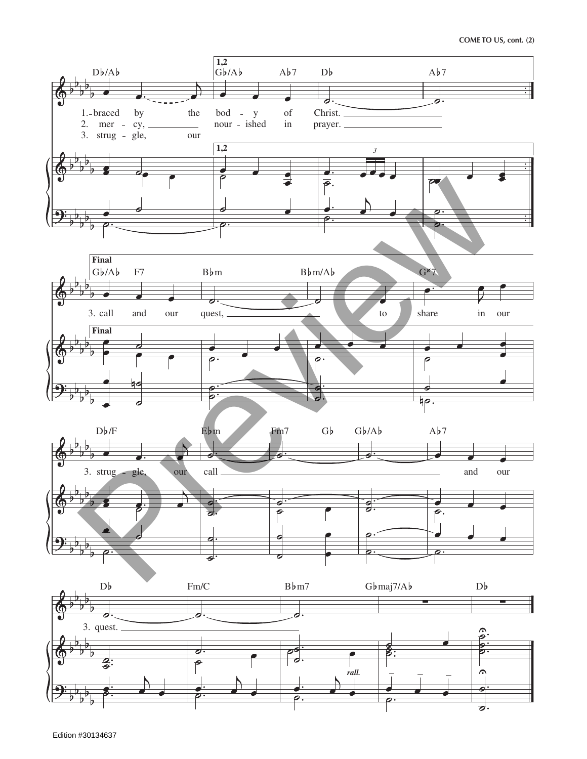Db/Ab | 1,2 Gb/Ab | Ab7 | Db | Ab7

1. -braced by the bod - y of Christ.
2. mer - cy, nour - ished in prayer.
3. strug - gle, our

Final
Gb/Ab | F7 | Bbm | Bbm/Ab | Gø7

3. call and our quest, to share in our

Db/F | Ebm | Fm7 | Gb | Gb/Ab | Ab7

3. strug - gle, our call and our

Db | Fm/C | Bbm7 | Gbmaj7/Ab | Db

3. quest.

*rall.*

Edition #30134637